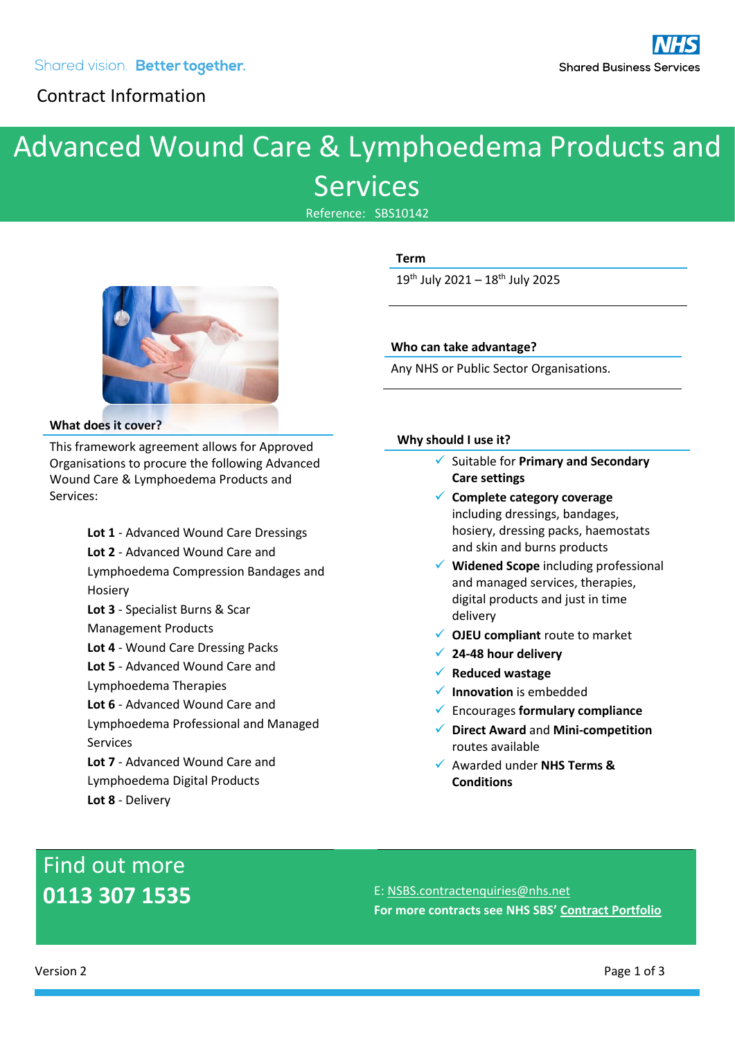Shared vision. **Better together.**

NHS Shared Business Services

Contract Information

# Advanced Wound Care & Lymphoedema Products and Services

Reference: SBS10142

### Term

19th July 2021 – 18th July 2025

### Who can take advantage?

Any NHS or Public Sector Organisations.

### What does it cover?

This framework agreement allows for Approved Organisations to procure the following Advanced Wound Care & Lymphoedema Products and Services:

**Lot 1** - Advanced Wound Care Dressings
**Lot 2** - Advanced Wound Care and Lymphoedema Compression Bandages and Hosiery
**Lot 3** - Specialist Burns & Scar Management Products
**Lot 4** - Wound Care Dressing Packs
**Lot 5** - Advanced Wound Care and Lymphoedema Therapies
**Lot 6** - Advanced Wound Care and Lymphoedema Professional and Managed Services
**Lot 7** - Advanced Wound Care and Lymphoedema Digital Products
**Lot 8** - Delivery

### Why should I use it?

- ✓ Suitable for **Primary and Secondary Care settings**
- ✓ **Complete category coverage** including dressings, bandages, hosiery, dressing packs, haemostats and skin and burns products
- ✓ **Widened Scope** including professional and managed services, therapies, digital products and just in time delivery
- ✓ **OJEU compliant** route to market
- ✓ **24-48 hour delivery**
- ✓ **Reduced wastage**
- ✓ **Innovation** is embedded
- ✓ Encourages **formulary compliance**
- ✓ **Direct Award** and **Mini-competition** routes available
- ✓ Awarded under **NHS Terms & Conditions**

## Find out more
## **0113 307 1535**

E: NSBS.contractenquiries@nhs.net
**For more contracts see NHS SBS' Contract Portfolio**

Version 2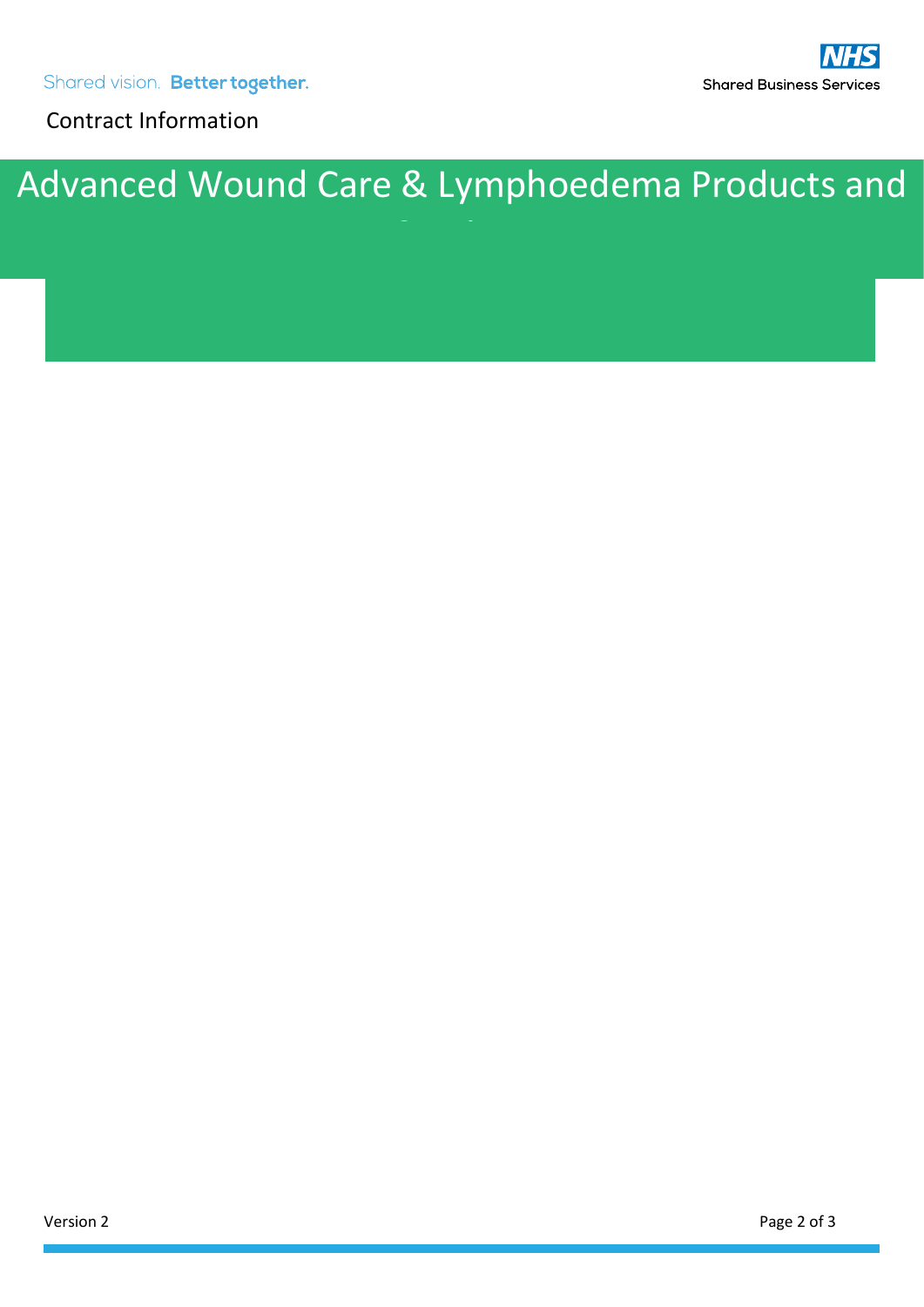Contract Information

# Advanced Wound Care & Lymphoedema Products and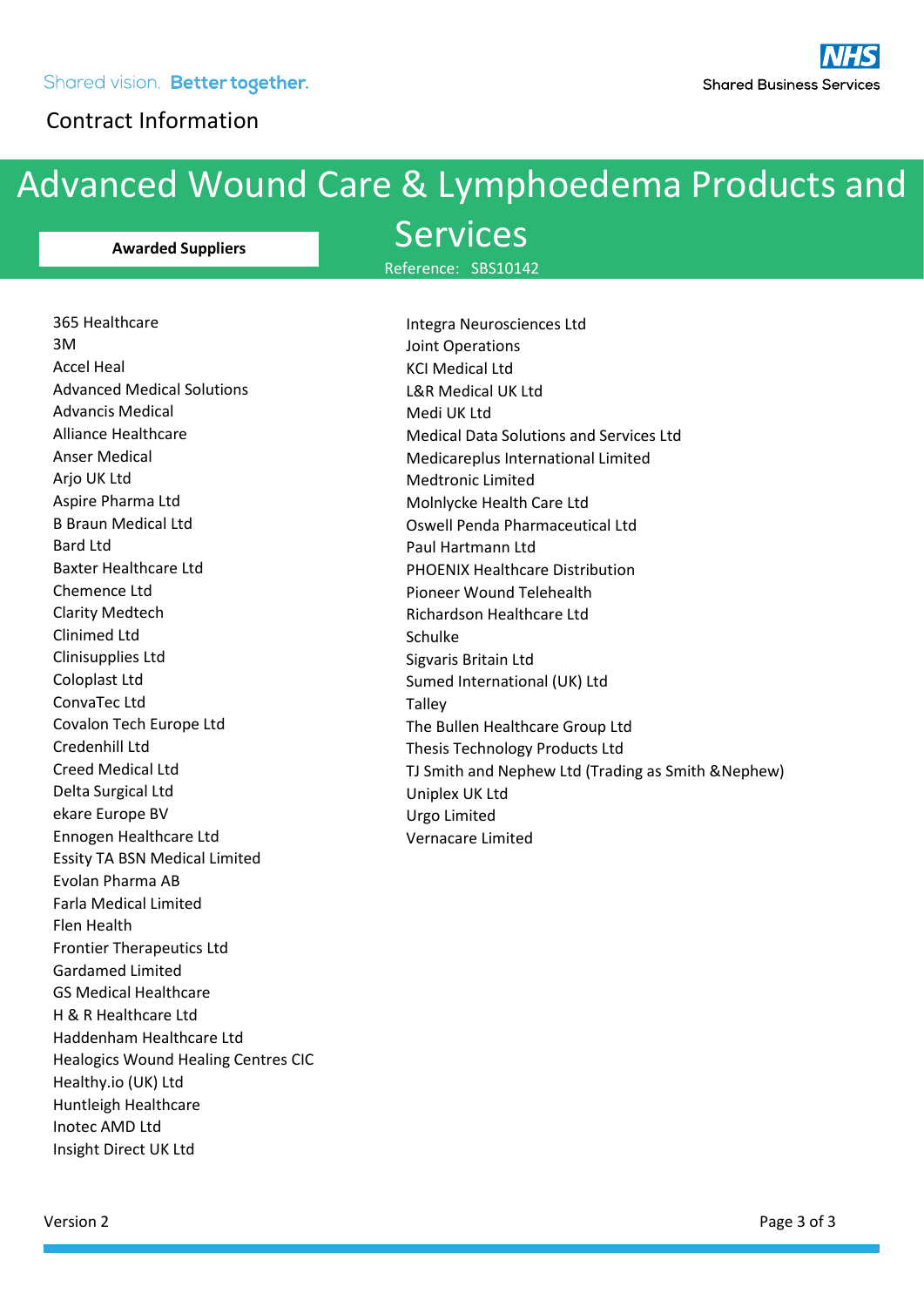Shared vision. **Better together.**

Contract Information

# Advanced Wound Care & Lymphoedema Products and Services

**Awarded Suppliers**

Reference: SBS10142

365 Healthcare
3M
Accel Heal
Advanced Medical Solutions
Advancis Medical
Alliance Healthcare
Anser Medical
Arjo UK Ltd
Aspire Pharma Ltd
B Braun Medical Ltd
Bard Ltd
Baxter Healthcare Ltd
Chemence Ltd
Clarity Medtech
Clinimed Ltd
Clinisupplies Ltd
Coloplast Ltd
ConvaTec Ltd
Covalon Tech Europe Ltd
Credenhill Ltd
Creed Medical Ltd
Delta Surgical Ltd
ekare Europe BV
Ennogen Healthcare Ltd
Essity TA BSN Medical Limited
Evolan Pharma AB
Farla Medical Limited
Flen Health
Frontier Therapeutics Ltd
Gardamed Limited
GS Medical Healthcare
H & R Healthcare Ltd
Haddenham Healthcare Ltd
Healogics Wound Healing Centres CIC
Healthy.io (UK) Ltd
Huntleigh Healthcare
Inotec AMD Ltd
Insight Direct UK Ltd
Integra Neurosciences Ltd
Joint Operations
KCI Medical Ltd
L&R Medical UK Ltd
Medi UK Ltd
Medical Data Solutions and Services Ltd
Medicareplus International Limited
Medtronic Limited
Molnlycke Health Care Ltd
Oswell Penda Pharmaceutical Ltd
Paul Hartmann Ltd
PHOENIX Healthcare Distribution
Pioneer Wound Telehealth
Richardson Healthcare Ltd
Schulke
Sigvaris Britain Ltd
Sumed International (UK) Ltd
Talley
The Bullen Healthcare Group Ltd
Thesis Technology Products Ltd
TJ Smith and Nephew Ltd (Trading as Smith &Nephew)
Uniplex UK Ltd
Urgo Limited
Vernacare Limited

Version 2